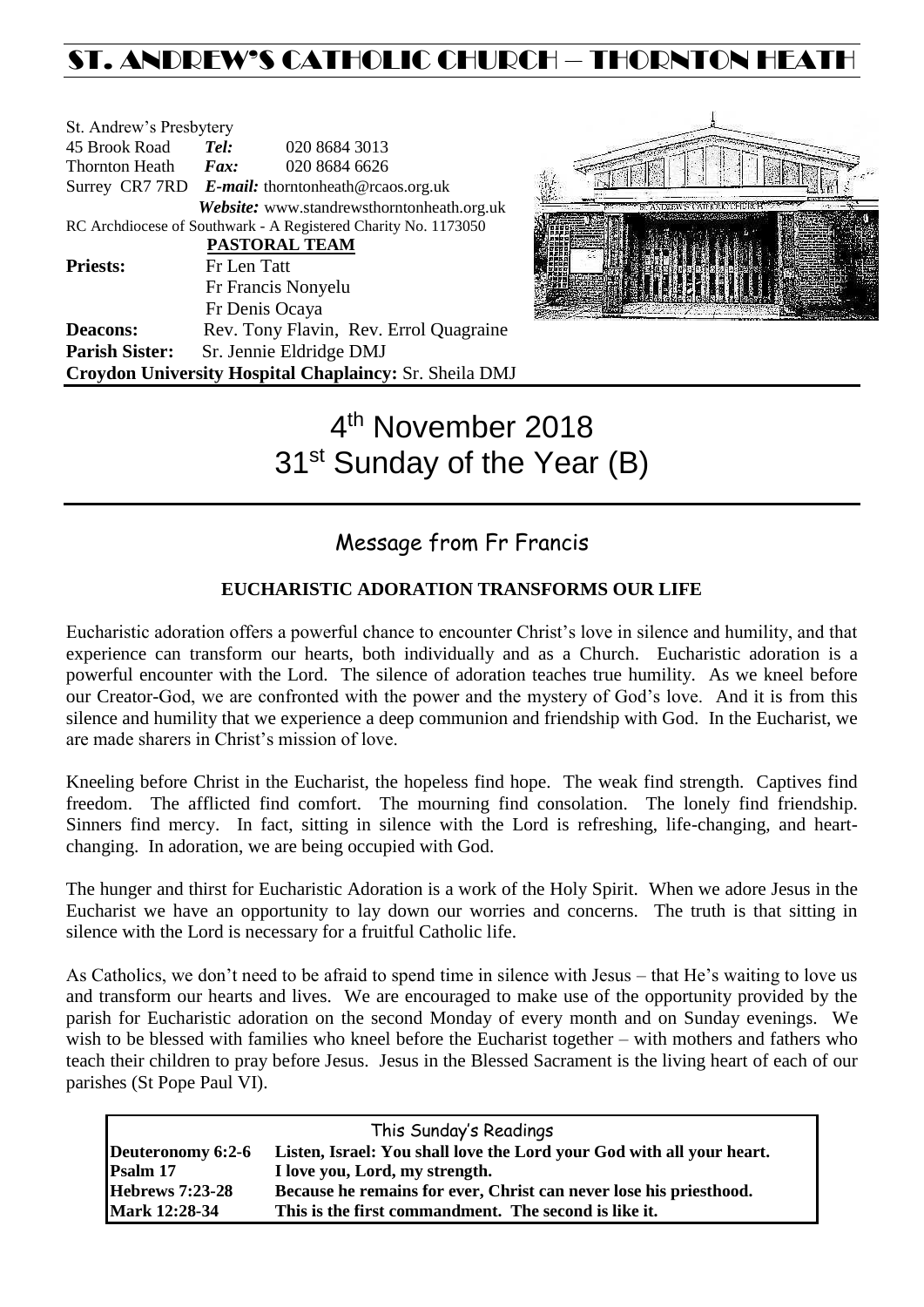# ST. ANDREW'S CATHOLIC CHURCH – THORNTON HEATH

St. Andrew's Presbytery
45 Brook Road **Tel:** 020 8684 3013
Thornton Heath **Fax:** 020 8684 6626
Surrey CR7 7RD ***E-mail:*** thorntonheath@rcaos.org.uk
***Website:*** www.standrewsthorntonheath.org.uk
RC Archdiocese of Southwark - A Registered Charity No. 1173050

**PASTORAL TEAM**

**Priests:** Fr Len Tatt
Fr Francis Nonyelu
Fr Denis Ocaya
**Deacons:** Rev. Tony Flavin, Rev. Errol Quagraine
**Parish Sister:** Sr. Jennie Eldridge DMJ
**Croydon University Hospital Chaplaincy:** Sr. Sheila DMJ

# 4th November 2018
# 31st Sunday of the Year (B)

## Message from Fr Francis

**EUCHARISTIC ADORATION TRANSFORMS OUR LIFE**

Eucharistic adoration offers a powerful chance to encounter Christ's love in silence and humility, and that experience can transform our hearts, both individually and as a Church. Eucharistic adoration is a powerful encounter with the Lord. The silence of adoration teaches true humility. As we kneel before our Creator-God, we are confronted with the power and the mystery of God's love. And it is from this silence and humility that we experience a deep communion and friendship with God. In the Eucharist, we are made sharers in Christ's mission of love.

Kneeling before Christ in the Eucharist, the hopeless find hope. The weak find strength. Captives find freedom. The afflicted find comfort. The mourning find consolation. The lonely find friendship. Sinners find mercy. In fact, sitting in silence with the Lord is refreshing, life-changing, and heart-changing. In adoration, we are being occupied with God.

The hunger and thirst for Eucharistic Adoration is a work of the Holy Spirit. When we adore Jesus in the Eucharist we have an opportunity to lay down our worries and concerns. The truth is that sitting in silence with the Lord is necessary for a fruitful Catholic life.

As Catholics, we don't need to be afraid to spend time in silence with Jesus – that He's waiting to love us and transform our hearts and lives. We are encouraged to make use of the opportunity provided by the parish for Eucharistic adoration on the second Monday of every month and on Sunday evenings. We wish to be blessed with families who kneel before the Eucharist together – with mothers and fathers who teach their children to pray before Jesus. Jesus in the Blessed Sacrament is the living heart of each of our parishes (St Pope Paul VI).

| This Sunday's Readings | |
|---|---|
| **Deuteronomy 6:2-6** | **Listen, Israel: You shall love the Lord your God with all your heart.** |
| **Psalm 17** | **I love you, Lord, my strength.** |
| **Hebrews 7:23-28** | **Because he remains for ever, Christ can never lose his priesthood.** |
| **Mark 12:28-34** | **This is the first commandment. The second is like it.** |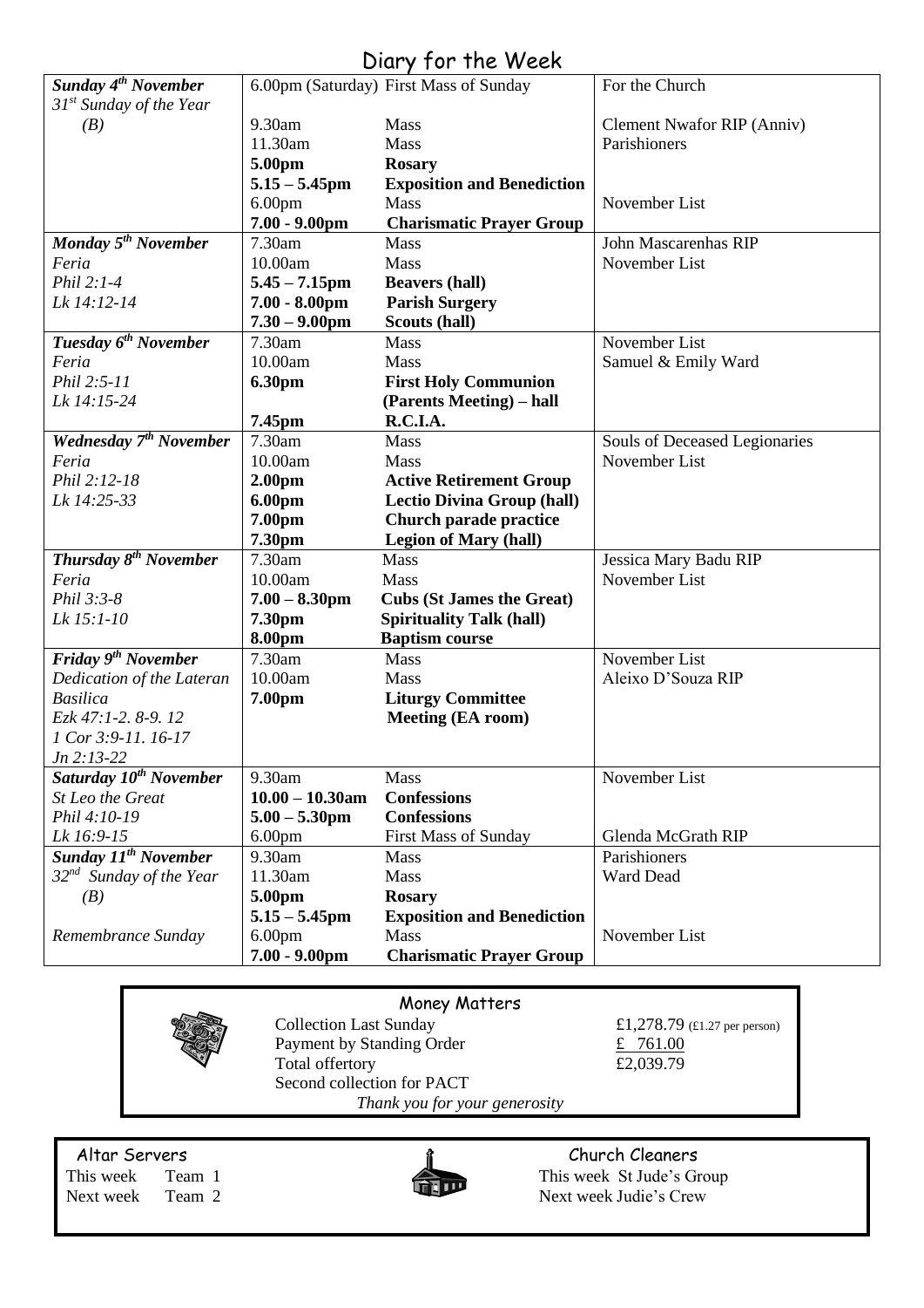# Diary for the Week

| Day | Time | Event | Intention |
|---|---|---|---|
| ***Sunday 4th November*** | 6.00pm (Saturday) | First Mass of Sunday | For the Church |
| *31st Sunday of the Year* | | | |
| *(B)* | 9.30am | Mass | Clement Nwafor RIP (Anniv) |
| | 11.30am | Mass | Parishioners |
| | **5.00pm** | **Rosary** | |
| | **5.15 – 5.45pm** | **Exposition and Benediction** | |
| | 6.00pm | Mass | November List |
| | **7.00 - 9.00pm** | **Charismatic Prayer Group** | |
| ***Monday 5th November*** | 7.30am | Mass | John Mascarenhas RIP |
| *Feria* | 10.00am | Mass | November List |
| *Phil 2:1-4* | **5.45 – 7.15pm** | **Beavers (hall)** | |
| *Lk 14:12-14* | **7.00 - 8.00pm** | **Parish Surgery** | |
| | **7.30 – 9.00pm** | **Scouts (hall)** | |
| ***Tuesday 6th November*** | 7.30am | Mass | November List |
| *Feria* | 10.00am | Mass | Samuel & Emily Ward |
| *Phil 2:5-11* | **6.30pm** | **First Holy Communion** | |
| *Lk 14:15-24* | | **(Parents Meeting) – hall** | |
| | **7.45pm** | **R.C.I.A.** | |
| ***Wednesday 7th November*** | 7.30am | Mass | Souls of Deceased Legionaries |
| *Feria* | 10.00am | Mass | November List |
| *Phil 2:12-18* | **2.00pm** | **Active Retirement Group** | |
| *Lk 14:25-33* | **6.00pm** | **Lectio Divina Group (hall)** | |
| | **7.00pm** | **Church parade practice** | |
| | **7.30pm** | **Legion of Mary (hall)** | |
| ***Thursday 8th November*** | 7.30am | Mass | Jessica Mary Badu RIP |
| *Feria* | 10.00am | Mass | November List |
| *Phil 3:3-8* | **7.00 – 8.30pm** | **Cubs (St James the Great)** | |
| *Lk 15:1-10* | **7.30pm** | **Spirituality Talk (hall)** | |
| | **8.00pm** | **Baptism course** | |
| ***Friday 9th November*** | 7.30am | Mass | November List |
| *Dedication of the Lateran Basilica* | 10.00am | Mass | Aleixo D'Souza RIP |
| *Ezk 47:1-2. 8-9. 12* | **7.00pm** | **Liturgy Committee Meeting (EA room)** | |
| *1 Cor 3:9-11. 16-17* | | | |
| *Jn 2:13-22* | | | |
| ***Saturday 10th November*** | 9.30am | Mass | November List |
| *St Leo the Great* | **10.00 – 10.30am** | **Confessions** | |
| *Phil 4:10-19* | **5.00 – 5.30pm** | **Confessions** | |
| *Lk 16:9-15* | 6.00pm | First Mass of Sunday | Glenda McGrath RIP |
| ***Sunday 11th November*** | 9.30am | Mass | Parishioners |
| *32nd Sunday of the Year* | 11.30am | Mass | Ward Dead |
| *(B)* | **5.00pm** | **Rosary** | |
| | **5.15 – 5.45pm** | **Exposition and Benediction** | |
| *Remembrance Sunday* | 6.00pm | Mass | November List |
| | **7.00 - 9.00pm** | **Charismatic Prayer Group** | |

## Money Matters

| | |
|---|---|
| Collection Last Sunday | £1,278.79 (£1.27 per person) |
| Payment by Standing Order | £ 761.00 |
| Total offertory | £2,039.79 |
| Second collection for PACT | |

*Thank you for your generosity*

## Altar Servers

This week Team 1
Next week Team 2

## Church Cleaners

This week St Jude's Group
Next week Judie's Crew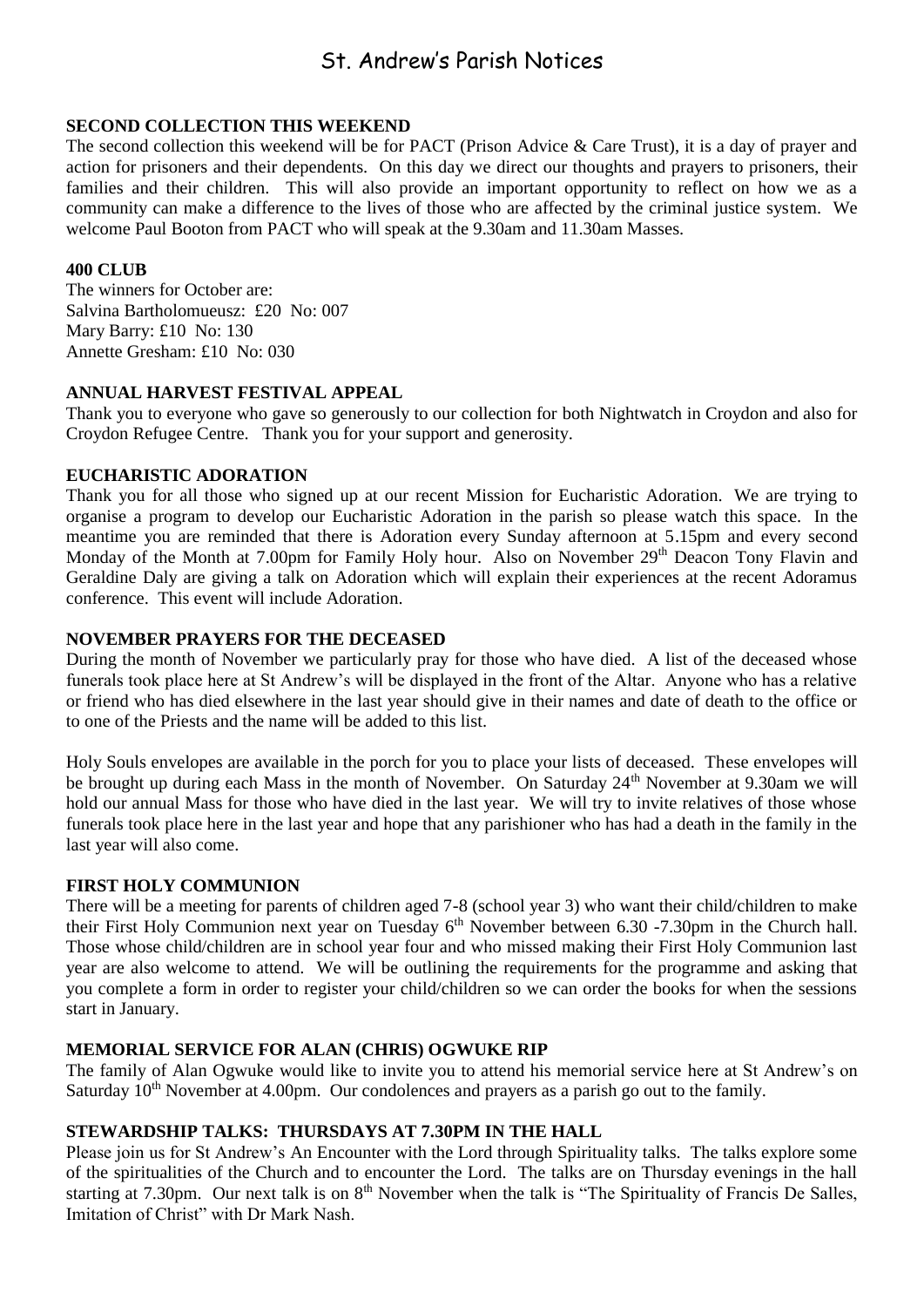# St. Andrew's Parish Notices

**SECOND COLLECTION THIS WEEKEND**

The second collection this weekend will be for PACT (Prison Advice & Care Trust), it is a day of prayer and action for prisoners and their dependents. On this day we direct our thoughts and prayers to prisoners, their families and their children. This will also provide an important opportunity to reflect on how we as a community can make a difference to the lives of those who are affected by the criminal justice system. We welcome Paul Booton from PACT who will speak at the 9.30am and 11.30am Masses.

**400 CLUB**

The winners for October are:
Salvina Bartholomueusz: £20 No: 007
Mary Barry: £10 No: 130
Annette Gresham: £10 No: 030

**ANNUAL HARVEST FESTIVAL APPEAL**

Thank you to everyone who gave so generously to our collection for both Nightwatch in Croydon and also for Croydon Refugee Centre. Thank you for your support and generosity.

**EUCHARISTIC ADORATION**

Thank you for all those who signed up at our recent Mission for Eucharistic Adoration. We are trying to organise a program to develop our Eucharistic Adoration in the parish so please watch this space. In the meantime you are reminded that there is Adoration every Sunday afternoon at 5.15pm and every second Monday of the Month at 7.00pm for Family Holy hour. Also on November 29th Deacon Tony Flavin and Geraldine Daly are giving a talk on Adoration which will explain their experiences at the recent Adoramus conference. This event will include Adoration.

**NOVEMBER PRAYERS FOR THE DECEASED**

During the month of November we particularly pray for those who have died. A list of the deceased whose funerals took place here at St Andrew's will be displayed in the front of the Altar. Anyone who has a relative or friend who has died elsewhere in the last year should give in their names and date of death to the office or to one of the Priests and the name will be added to this list.

Holy Souls envelopes are available in the porch for you to place your lists of deceased. These envelopes will be brought up during each Mass in the month of November. On Saturday 24th November at 9.30am we will hold our annual Mass for those who have died in the last year. We will try to invite relatives of those whose funerals took place here in the last year and hope that any parishioner who has had a death in the family in the last year will also come.

**FIRST HOLY COMMUNION**

There will be a meeting for parents of children aged 7-8 (school year 3) who want their child/children to make their First Holy Communion next year on Tuesday 6th November between 6.30 -7.30pm in the Church hall. Those whose child/children are in school year four and who missed making their First Holy Communion last year are also welcome to attend. We will be outlining the requirements for the programme and asking that you complete a form in order to register your child/children so we can order the books for when the sessions start in January.

**MEMORIAL SERVICE FOR ALAN (CHRIS) OGWUKE RIP**

The family of Alan Ogwuke would like to invite you to attend his memorial service here at St Andrew's on Saturday 10th November at 4.00pm. Our condolences and prayers as a parish go out to the family.

**STEWARDSHIP TALKS: THURSDAYS AT 7.30PM IN THE HALL**

Please join us for St Andrew's An Encounter with the Lord through Spirituality talks. The talks explore some of the spiritualities of the Church and to encounter the Lord. The talks are on Thursday evenings in the hall starting at 7.30pm. Our next talk is on 8th November when the talk is "The Spirituality of Francis De Salles, Imitation of Christ" with Dr Mark Nash.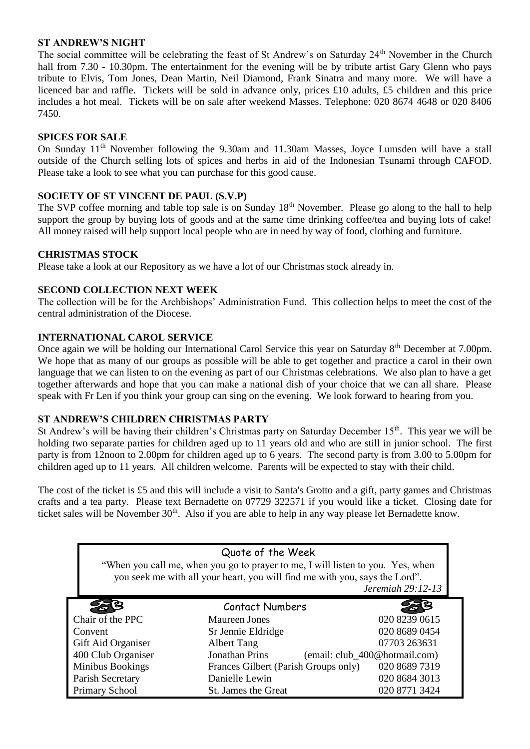**ST ANDREW'S NIGHT**

The social committee will be celebrating the feast of St Andrew's on Saturday 24th November in the Church hall from 7.30 - 10.30pm. The entertainment for the evening will be by tribute artist Gary Glenn who pays tribute to Elvis, Tom Jones, Dean Martin, Neil Diamond, Frank Sinatra and many more. We will have a licenced bar and raffle. Tickets will be sold in advance only, prices £10 adults, £5 children and this price includes a hot meal. Tickets will be on sale after weekend Masses. Telephone: 020 8674 4648 or 020 8406 7450.

**SPICES FOR SALE**

On Sunday 11th November following the 9.30am and 11.30am Masses, Joyce Lumsden will have a stall outside of the Church selling lots of spices and herbs in aid of the Indonesian Tsunami through CAFOD. Please take a look to see what you can purchase for this good cause.

**SOCIETY OF ST VINCENT DE PAUL (S.V.P)**

The SVP coffee morning and table top sale is on Sunday 18th November. Please go along to the hall to help support the group by buying lots of goods and at the same time drinking coffee/tea and buying lots of cake! All money raised will help support local people who are in need by way of food, clothing and furniture.

**CHRISTMAS STOCK**

Please take a look at our Repository as we have a lot of our Christmas stock already in.

**SECOND COLLECTION NEXT WEEK**

The collection will be for the Archbishops' Administration Fund. This collection helps to meet the cost of the central administration of the Diocese.

**INTERNATIONAL CAROL SERVICE**

Once again we will be holding our International Carol Service this year on Saturday 8th December at 7.00pm. We hope that as many of our groups as possible will be able to get together and practice a carol in their own language that we can listen to on the evening as part of our Christmas celebrations. We also plan to have a get together afterwards and hope that you can make a national dish of your choice that we can all share. Please speak with Fr Len if you think your group can sing on the evening. We look forward to hearing from you.

**ST ANDREW'S CHILDREN CHRISTMAS PARTY**

St Andrew's will be having their children's Christmas party on Saturday December 15th. This year we will be holding two separate parties for children aged up to 11 years old and who are still in junior school. The first party is from 12noon to 2.00pm for children aged up to 6 years. The second party is from 3.00 to 5.00pm for children aged up to 11 years. All children welcome. Parents will be expected to stay with their child.

The cost of the ticket is £5 and this will include a visit to Santa's Grotto and a gift, party games and Christmas crafts and a tea party. Please text Bernadette on 07729 322571 if you would like a ticket. Closing date for ticket sales will be November 30th. Also if you are able to help in any way please let Bernadette know.

**Quote of the Week**

"When you call me, when you go to prayer to me, I will listen to you. Yes, when you seek me with all your heart, you will find me with you, says the Lord".

*Jeremiah 29:12-13*

**Contact Numbers**

| | | |
|---|---|---|
| Chair of the PPC | Maureen Jones | 020 8239 0615 |
| Convent | Sr Jennie Eldridge | 020 8689 0454 |
| Gift Aid Organiser | Albert Tang | 07703 263631 |
| 400 Club Organiser | Jonathan Prins | (email: club_400@hotmail.com) |
| Minibus Bookings | Frances Gilbert (Parish Groups only) | 020 8689 7319 |
| Parish Secretary | Danielle Lewin | 020 8684 3013 |
| Primary School | St. James the Great | 020 8771 3424 |